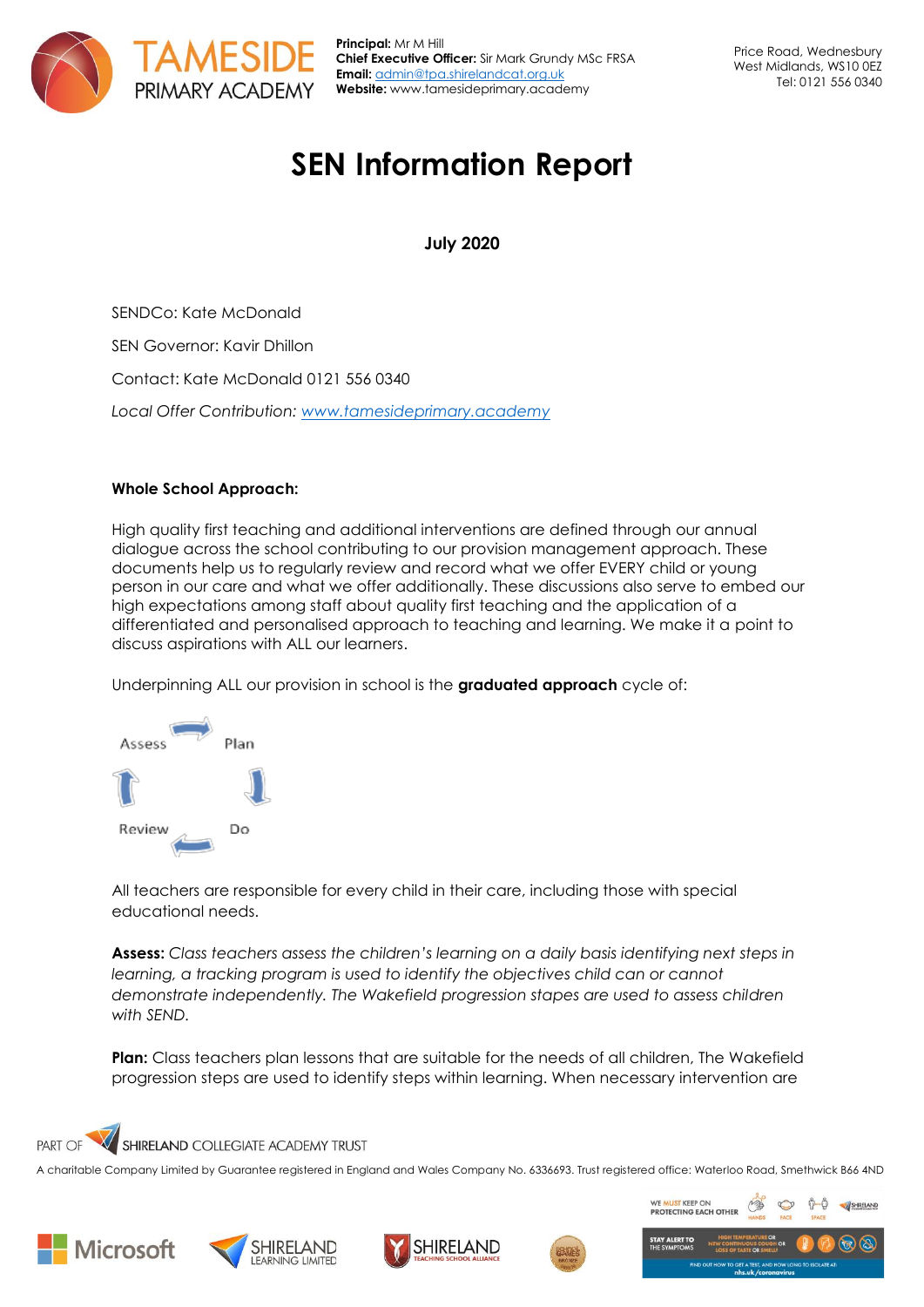**Principal:** Mr M Hill
**Chief Executive Officer:** Sir Mark Grundy MSc FRSA
**Email:** admin@tpa.shirelandcat.org.uk
**Website:** www.tamesideprimary.academy

Price Road, Wednesbury
West Midlands, WS10 0EZ
Tel: 0121 556 0340

# SEN Information Report

**July 2020**

SENDCo: Kate McDonald

SEN Governor: Kavir Dhillon

Contact: Kate McDonald 0121 556 0340

*Local Offer Contribution: www.tamesideprimary.academy*

**Whole School Approach:**

High quality first teaching and additional interventions are defined through our annual dialogue across the school contributing to our provision management approach. These documents help us to regularly review and record what we offer EVERY child or young person in our care and what we offer additionally. These discussions also serve to embed our high expectations among staff about quality first teaching and the application of a differentiated and personalised approach to teaching and learning. We make it a point to discuss aspirations with ALL our learners.

Underpinning ALL our provision in school is the **graduated approach** cycle of:

Assess → Plan → Do → Review

All teachers are responsible for every child in their care, including those with special educational needs.

**Assess:** *Class teachers assess the children's learning on a daily basis identifying next steps in learning, a tracking program is used to identify the objectives child can or cannot demonstrate independently. The Wakefield progression stapes are used to assess children with SEND.*

**Plan:** Class teachers plan lessons that are suitable for the needs of all children, The Wakefield progression steps are used to identify steps within learning. When necessary intervention are

PART OF SHIRELAND COLLEGIATE ACADEMY TRUST

A charitable Company Limited by Guarantee registered in England and Wales Company No. 6336693. Trust registered office: Waterloo Road, Smethwick B66 4ND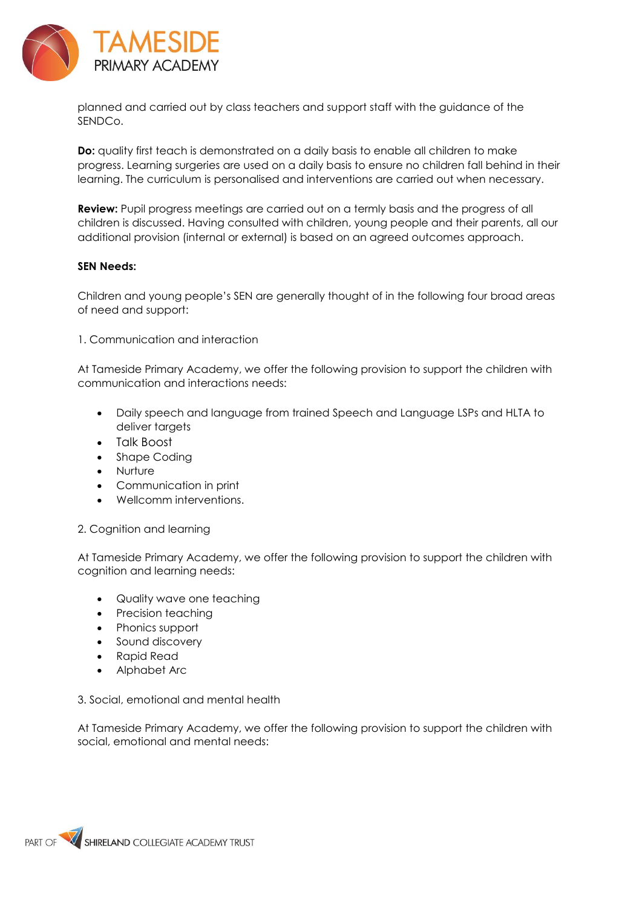planned and carried out by class teachers and support staff with the guidance of the SENDCo.

**Do:** quality first teach is demonstrated on a daily basis to enable all children to make progress. Learning surgeries are used on a daily basis to ensure no children fall behind in their learning. The curriculum is personalised and interventions are carried out when necessary.

**Review:** Pupil progress meetings are carried out on a termly basis and the progress of all children is discussed. Having consulted with children, young people and their parents, all our additional provision (internal or external) is based on an agreed outcomes approach.

**SEN Needs:**

Children and young people's SEN are generally thought of in the following four broad areas of need and support:

1. Communication and interaction

At Tameside Primary Academy, we offer the following provision to support the children with communication and interactions needs:

- Daily speech and language from trained Speech and Language LSPs and HLTA to deliver targets
- Talk Boost
- Shape Coding
- Nurture
- Communication in print
- Wellcomm interventions.

2. Cognition and learning

At Tameside Primary Academy, we offer the following provision to support the children with cognition and learning needs:

- Quality wave one teaching
- Precision teaching
- Phonics support
- Sound discovery
- Rapid Read
- Alphabet Arc

3. Social, emotional and mental health

At Tameside Primary Academy, we offer the following provision to support the children with social, emotional and mental needs: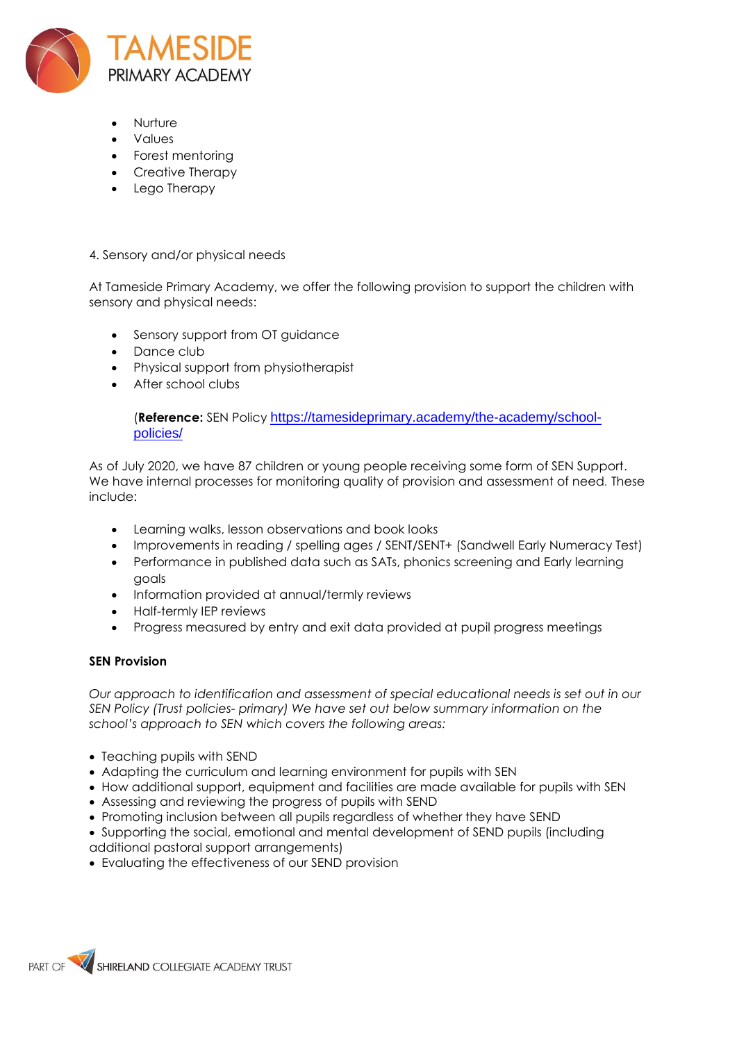- Nurture
- Values
- Forest mentoring
- Creative Therapy
- Lego Therapy

4. Sensory and/or physical needs

At Tameside Primary Academy, we offer the following provision to support the children with sensory and physical needs:

- Sensory support from OT guidance
- Dance club
- Physical support from physiotherapist
- After school clubs

  (**Reference:** SEN Policy [https://tamesideprimary.academy/the-academy/school-policies/](https://tamesideprimary.academy/the-academy/school-policies/)

As of July 2020, we have 87 children or young people receiving some form of SEN Support. We have internal processes for monitoring quality of provision and assessment of need. These include:

- Learning walks, lesson observations and book looks
- Improvements in reading / spelling ages / SENT/SENT+ (Sandwell Early Numeracy Test)
- Performance in published data such as SATs, phonics screening and Early learning goals
- Information provided at annual/termly reviews
- Half-termly IEP reviews
- Progress measured by entry and exit data provided at pupil progress meetings

**SEN Provision**

*Our approach to identification and assessment of special educational needs is set out in our SEN Policy (Trust policies- primary) We have set out below summary information on the school's approach to SEN which covers the following areas:*

- Teaching pupils with SEND
- Adapting the curriculum and learning environment for pupils with SEN
- How additional support, equipment and facilities are made available for pupils with SEN
- Assessing and reviewing the progress of pupils with SEND
- Promoting inclusion between all pupils regardless of whether they have SEND
- Supporting the social, emotional and mental development of SEND pupils (including additional pastoral support arrangements)
- Evaluating the effectiveness of our SEND provision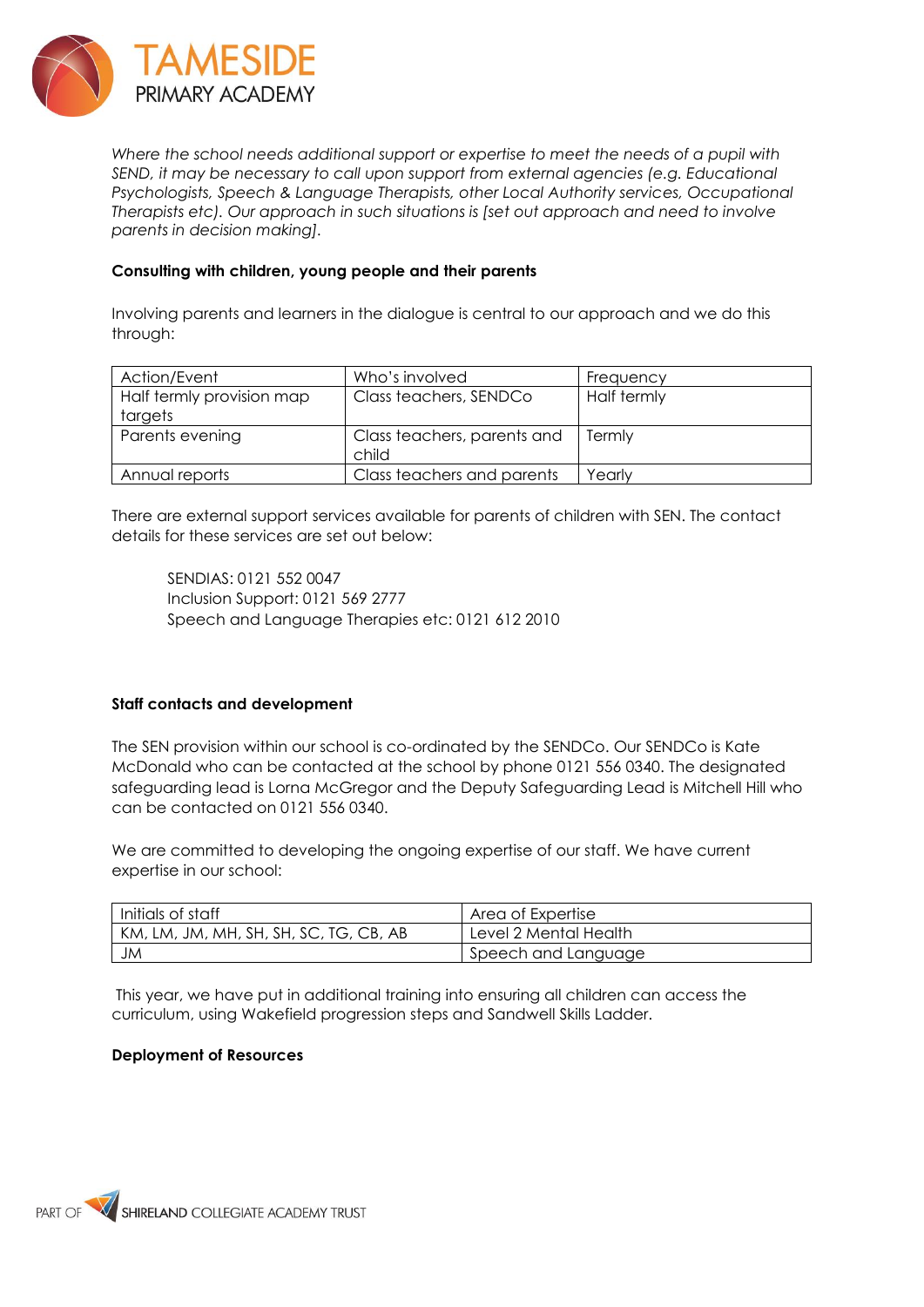*Where the school needs additional support or expertise to meet the needs of a pupil with SEND, it may be necessary to call upon support from external agencies (e.g. Educational Psychologists, Speech & Language Therapists, other Local Authority services, Occupational Therapists etc). Our approach in such situations is [set out approach and need to involve parents in decision making].*

**Consulting with children, young people and their parents**

Involving parents and learners in the dialogue is central to our approach and we do this through:

| Action/Event | Who's involved | Frequency |
|---|---|---|
| Half termly provision map targets | Class teachers, SENDCo | Half termly |
| Parents evening | Class teachers, parents and child | Termly |
| Annual reports | Class teachers and parents | Yearly |

There are external support services available for parents of children with SEN. The contact details for these services are set out below:

SENDIAS: 0121 552 0047
Inclusion Support: 0121 569 2777
Speech and Language Therapies etc: 0121 612 2010

**Staff contacts and development**

The SEN provision within our school is co-ordinated by the SENDCo. Our SENDCo is Kate McDonald who can be contacted at the school by phone 0121 556 0340. The designated safeguarding lead is Lorna McGregor and the Deputy Safeguarding Lead is Mitchell Hill who can be contacted on 0121 556 0340.

We are committed to developing the ongoing expertise of our staff. We have current expertise in our school:

| Initials of staff | Area of Expertise |
|---|---|
| KM, LM, JM, MH, SH, SH, SC, TG, CB, AB | Level 2 Mental Health |
| JM | Speech and Language |

This year, we have put in additional training into ensuring all children can access the curriculum, using Wakefield progression steps and Sandwell Skills Ladder.

**Deployment of Resources**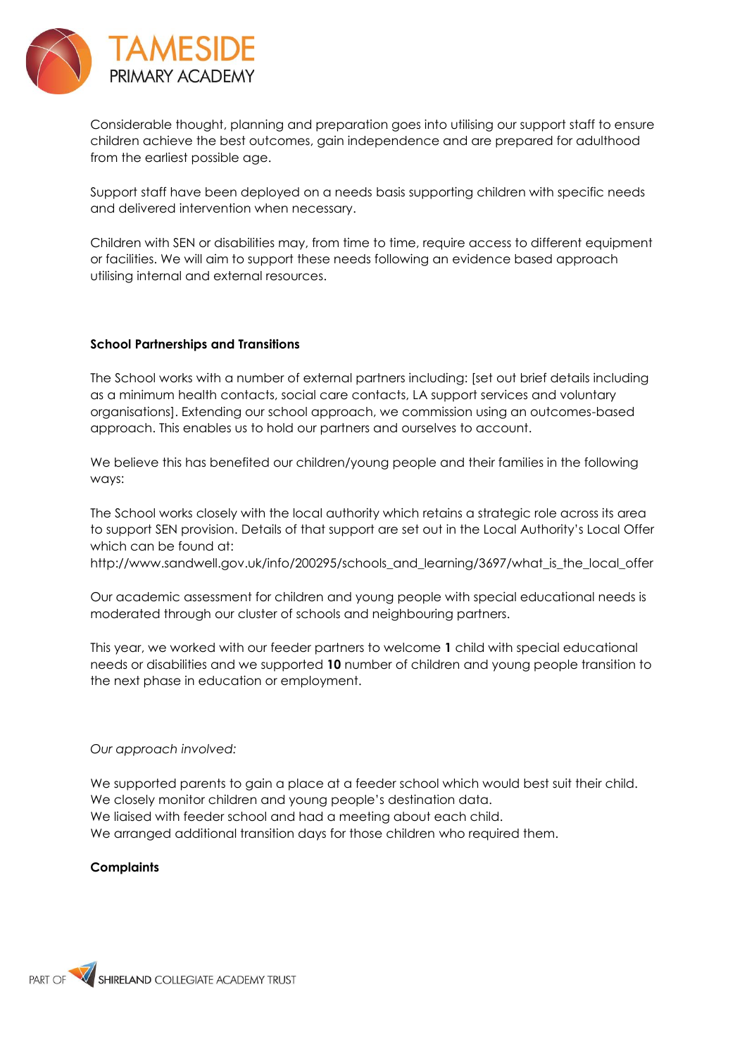Considerable thought, planning and preparation goes into utilising our support staff to ensure children achieve the best outcomes, gain independence and are prepared for adulthood from the earliest possible age.

Support staff have been deployed on a needs basis supporting children with specific needs and delivered intervention when necessary.

Children with SEN or disabilities may, from time to time, require access to different equipment or facilities. We will aim to support these needs following an evidence based approach utilising internal and external resources.

**School Partnerships and Transitions**

The School works with a number of external partners including: [set out brief details including as a minimum health contacts, social care contacts, LA support services and voluntary organisations]. Extending our school approach, we commission using an outcomes-based approach. This enables us to hold our partners and ourselves to account.

We believe this has benefited our children/young people and their families in the following ways:

The School works closely with the local authority which retains a strategic role across its area to support SEN provision. Details of that support are set out in the Local Authority's Local Offer which can be found at:
http://www.sandwell.gov.uk/info/200295/schools_and_learning/3697/what_is_the_local_offer

Our academic assessment for children and young people with special educational needs is moderated through our cluster of schools and neighbouring partners.

This year, we worked with our feeder partners to welcome **1** child with special educational needs or disabilities and we supported **10** number of children and young people transition to the next phase in education or employment.

*Our approach involved:*

We supported parents to gain a place at a feeder school which would best suit their child.
We closely monitor children and young people's destination data.
We liaised with feeder school and had a meeting about each child.
We arranged additional transition days for those children who required them.

**Complaints**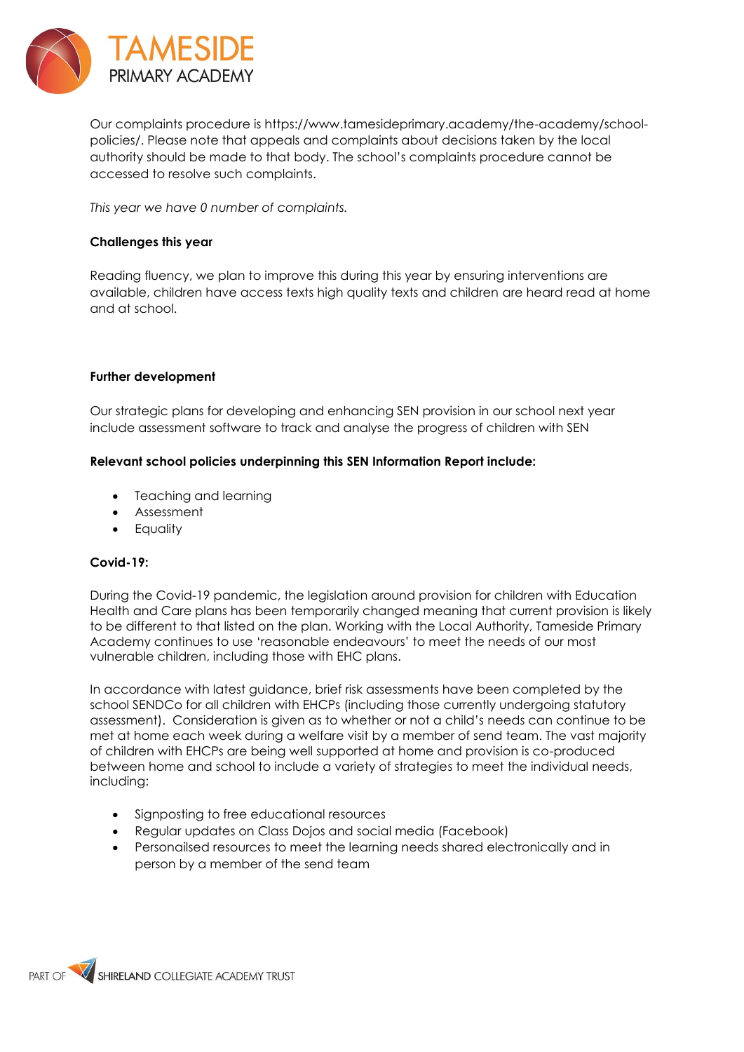Our complaints procedure is https://www.tamesideprimary.academy/the-academy/school-policies/. Please note that appeals and complaints about decisions taken by the local authority should be made to that body. The school's complaints procedure cannot be accessed to resolve such complaints.

*This year we have 0 number of complaints.*

**Challenges this year**

Reading fluency, we plan to improve this during this year by ensuring interventions are available, children have access texts high quality texts and children are heard read at home and at school.

**Further development**

Our strategic plans for developing and enhancing SEN provision in our school next year include assessment software to track and analyse the progress of children with SEN

**Relevant school policies underpinning this SEN Information Report include:**

- Teaching and learning
- Assessment
- Equality

**Covid-19:**

During the Covid-19 pandemic, the legislation around provision for children with Education Health and Care plans has been temporarily changed meaning that current provision is likely to be different to that listed on the plan. Working with the Local Authority, Tameside Primary Academy continues to use 'reasonable endeavours' to meet the needs of our most vulnerable children, including those with EHC plans.

In accordance with latest guidance, brief risk assessments have been completed by the school SENDCo for all children with EHCPs (including those currently undergoing statutory assessment). Consideration is given as to whether or not a child's needs can continue to be met at home each week during a welfare visit by a member of send team. The vast majority of children with EHCPs are being well supported at home and provision is co-produced between home and school to include a variety of strategies to meet the individual needs, including:

- Signposting to free educational resources
- Regular updates on Class Dojos and social media (Facebook)
- Personalised resources to meet the learning needs shared electronically and in person by a member of the send team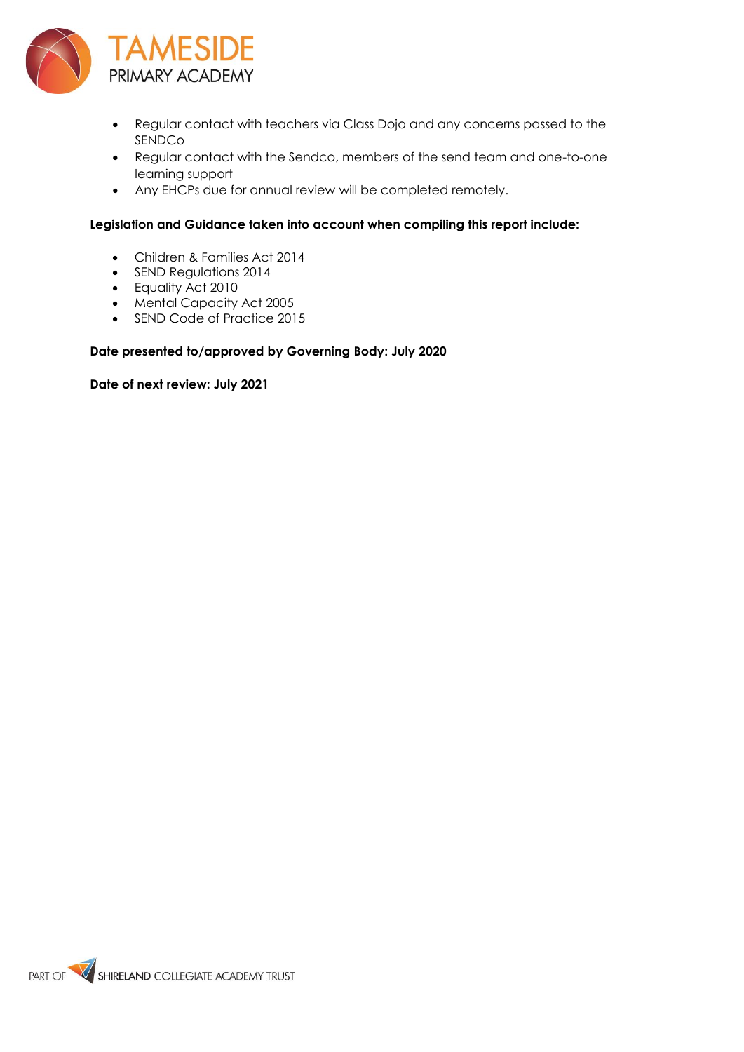- Regular contact with teachers via Class Dojo and any concerns passed to the SENDCo
- Regular contact with the Sendco, members of the send team and one-to-one learning support
- Any EHCPs due for annual review will be completed remotely.

**Legislation and Guidance taken into account when compiling this report include:**

- Children & Families Act 2014
- SEND Regulations 2014
- Equality Act 2010
- Mental Capacity Act 2005
- SEND Code of Practice 2015

**Date presented to/approved by Governing Body: July 2020**

**Date of next review: July 2021**